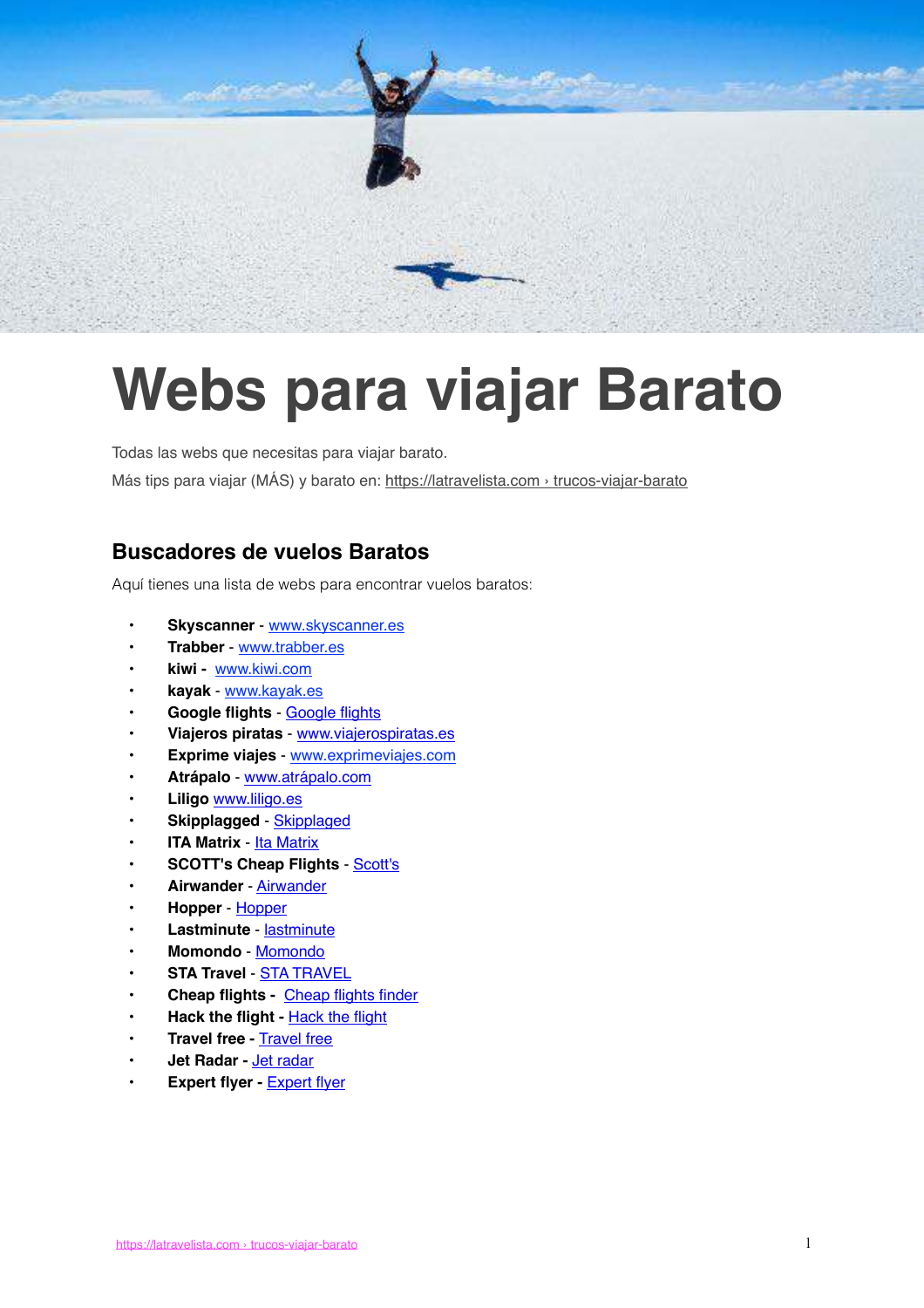# Webs para viajar Barato

Todas las webs que necesitas para viajar barato.

Más tips para viajar (MÁS) y barato en: https://latravelista.com › trucos-viajar-barato

## Buscadores de vuelos Baratos

Aquí tienes una lista de webs para encontrar vuelos baratos:

- **Skyscanner** - www.skyscanner.es
- **Trabber** - www.trabber.es
- **kiwi** - www.kiwi.com
- **kayak** - www.kayak.es
- **Google flights** - Google flights
- **Viajeros piratas** - www.viajerospiratas.es
- **Exprime viajes** - www.exprimeviajes.com
- **Atrápalo** - www.atrápalo.com
- **Liligo** www.liligo.es
- **Skipplagged** - Skipplaged
- **ITA Matrix** - Ita Matrix
- **SCOTT's Cheap Flights** - Scott's
- **Airwander** - Airwander
- **Hopper** - Hopper
- **Lastminute** - lastminute
- **Momondo** - Momondo
- **STA Travel** - STA TRAVEL
- **Cheap flights** - Cheap flights finder
- **Hack the flight** - Hack the flight
- **Travel free** - Travel free
- **Jet Radar** - Jet radar
- **Expert flyer** - Expert flyer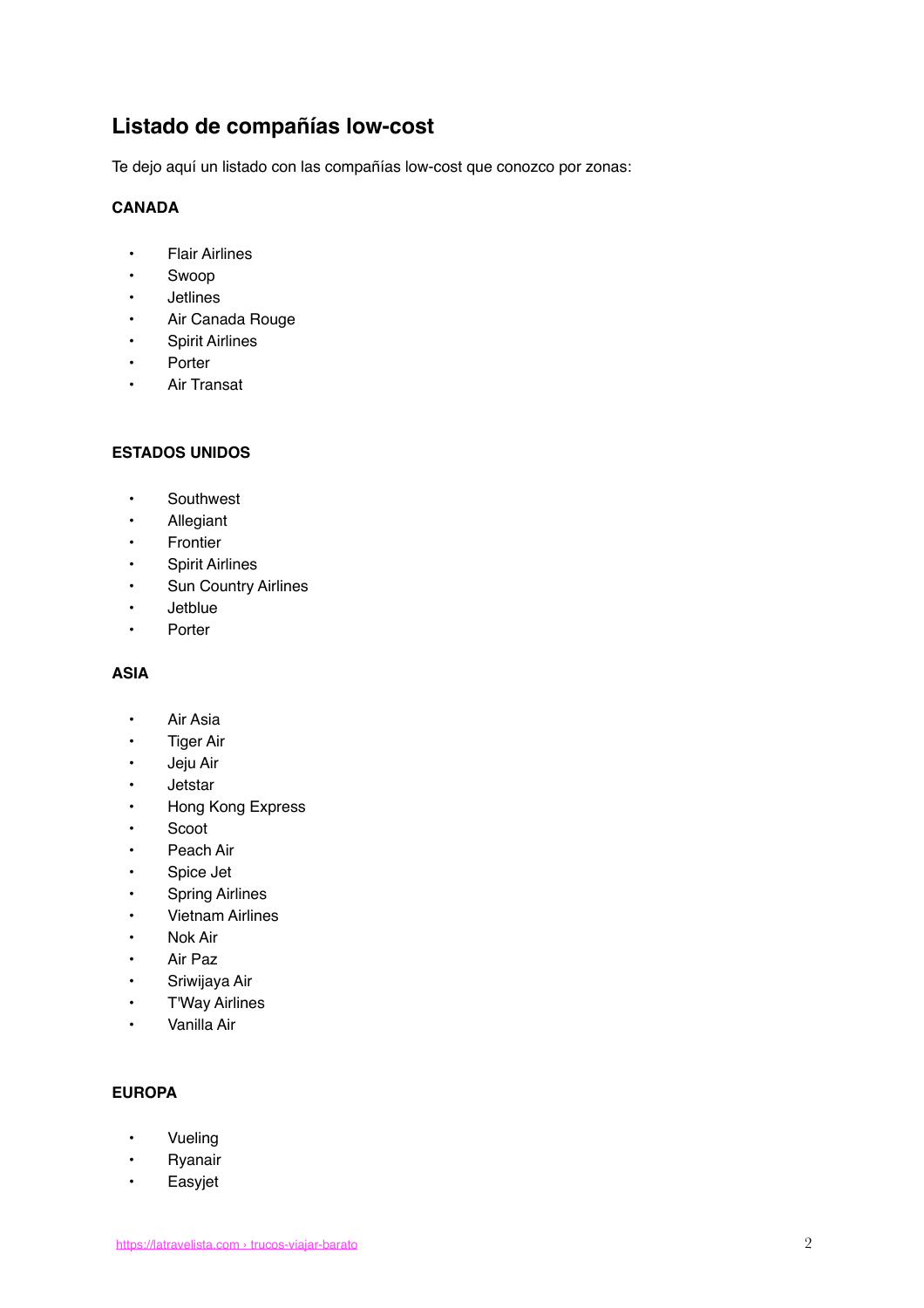## Listado de compañías low-cost

Te dejo aquí un listado con las compañías low-cost que conozco por zonas:

**CANADA**

- Flair Airlines
- Swoop
- Jetlines
- Air Canada Rouge
- Spirit Airlines
- Porter
- Air Transat

**ESTADOS UNIDOS**

- Southwest
- Allegiant
- Frontier
- Spirit Airlines
- Sun Country Airlines
- Jetblue
- Porter

**ASIA**

- Air Asia
- Tiger Air
- Jeju Air
- Jetstar
- Hong Kong Express
- Scoot
- Peach Air
- Spice Jet
- Spring Airlines
- Vietnam Airlines
- Nok Air
- Air Paz
- Sriwijaya Air
- T'Way Airlines
- Vanilla Air

**EUROPA**

- Vueling
- Ryanair
- Easyjet

https://latravelista.com › trucos-viajar-barato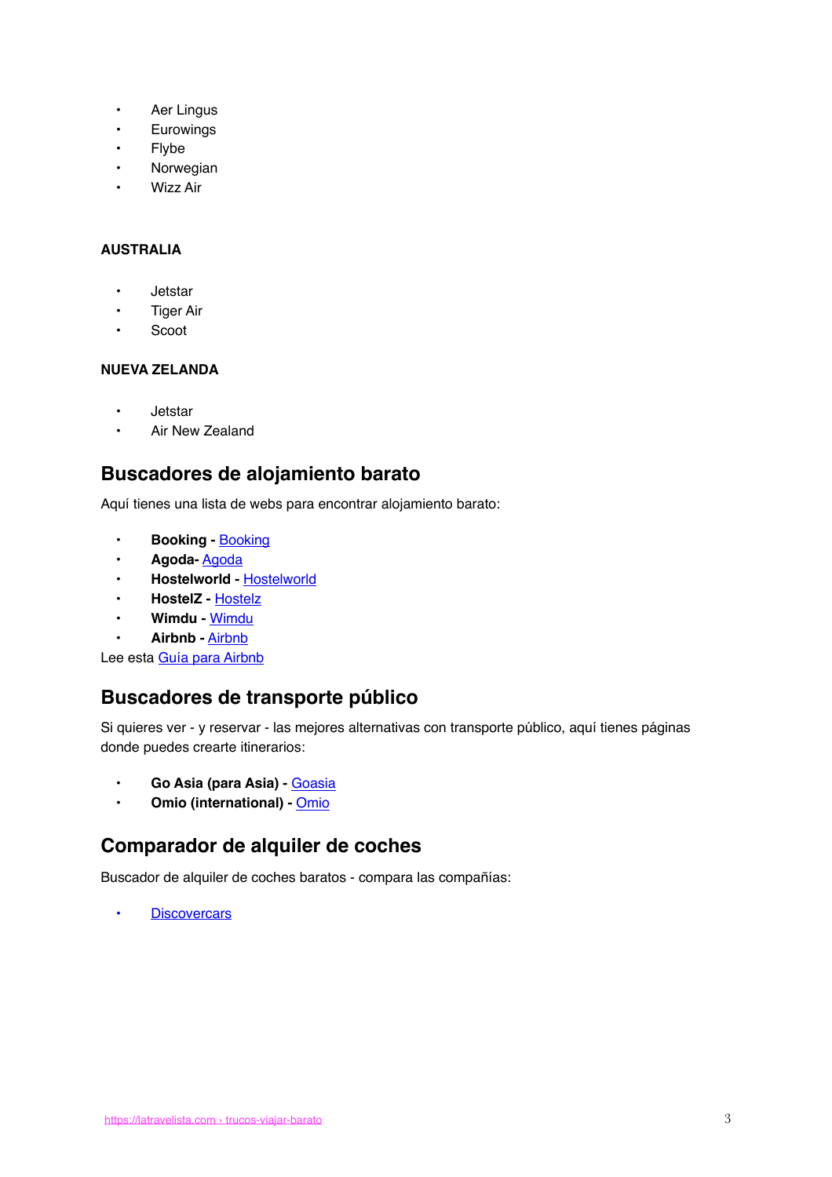- Aer Lingus
- Eurowings
- Flybe
- Norwegian
- Wizz Air

**AUSTRALIA**

- Jetstar
- Tiger Air
- Scoot

**NUEVA ZELANDA**

- Jetstar
- Air New Zealand

## Buscadores de alojamiento barato

Aquí tienes una lista de webs para encontrar alojamiento barato:

- **Booking -** Booking
- **Agoda-** Agoda
- **Hostelworld -** Hostelworld
- **HostelZ -** Hostelz
- **Wimdu -** Wimdu
- **Airbnb -** Airbnb

Lee esta Guía para Airbnb

## Buscadores de transporte público

Si quieres ver - y reservar - las mejores alternativas con transporte público, aquí tienes páginas donde puedes crearte itinerarios:

- **Go Asia (para Asia) -** Goasia
- **Omio (international) -** Omio

## Comparador de alquiler de coches

Buscador de alquiler de coches baratos - compara las compañías:

- Discovercars